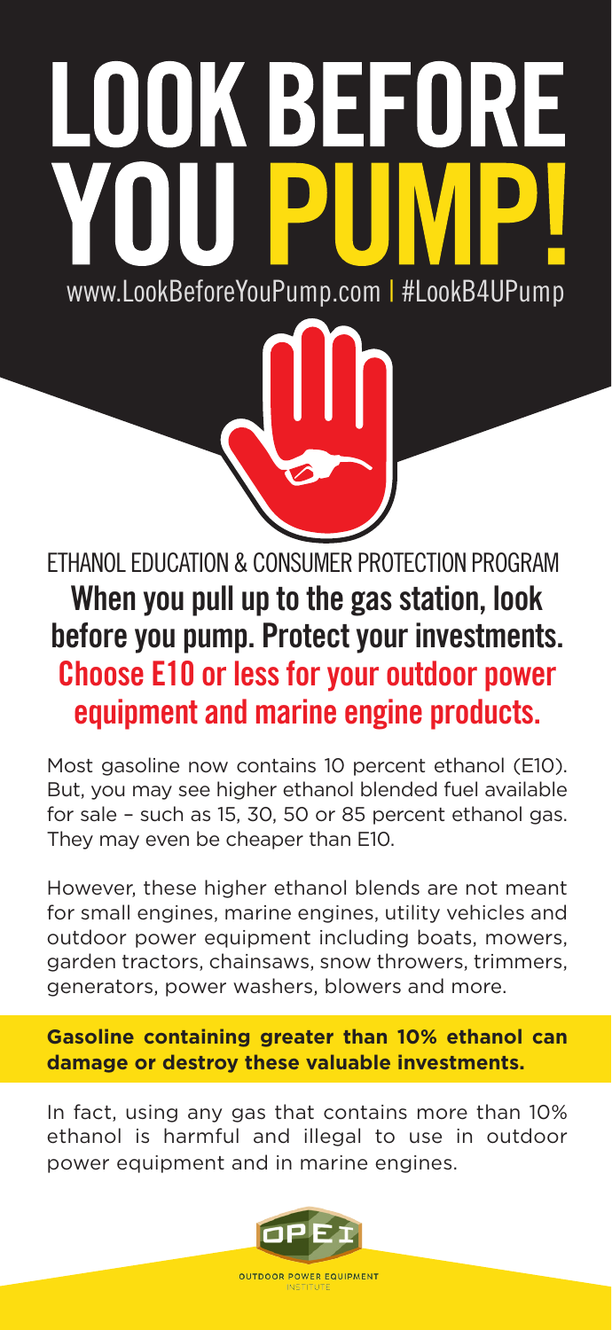# LOOK BEFORE YOU PUMP!

www.LookBeforeYouPump.com | #LookB4UPump

ETHANOL EDUCATION & CONSUMER PROTECTION PROGRAM

## When you pull up to the gas station, look before you pump. Protect your investments.

## Choose E10 or less for your outdoor power equipment and marine engine products.

Most gasoline now contains 10 percent ethanol (E10). But, you may see higher ethanol blended fuel available for sale – such as 15, 30, 50 or 85 percent ethanol gas. They may even be cheaper than E10.

However, these higher ethanol blends are not meant for small engines, marine engines, utility vehicles and outdoor power equipment including boats, mowers, garden tractors, chainsaws, snow throwers, trimmers, generators, power washers, blowers and more.

**Gasoline containing greater than 10% ethanol can damage or destroy these valuable investments.**

In fact, using any gas that contains more than 10% ethanol is harmful and illegal to use in outdoor power equipment and in marine engines.

OPEI

OUTDOOR POWER EQUIPMENT INSTITUTE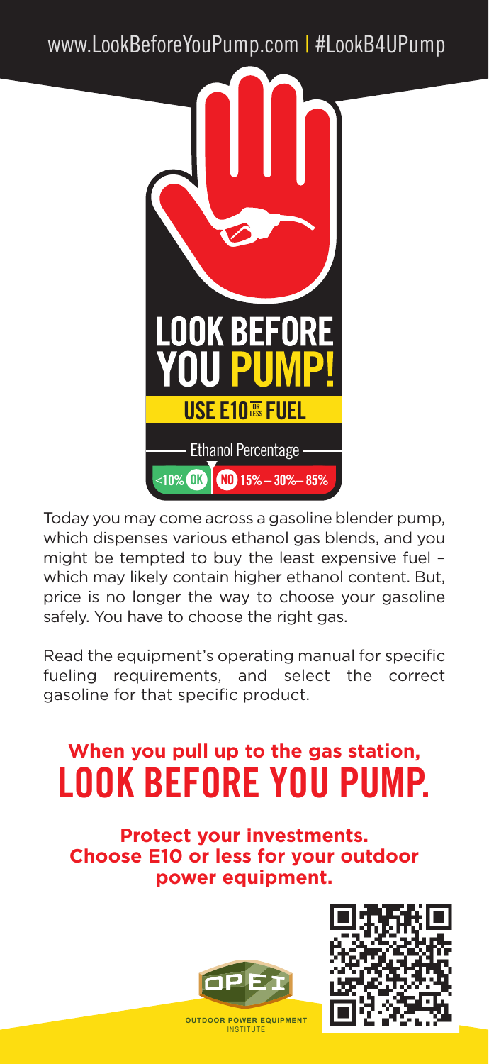www.LookBeforeYouPump.com | #LookB4UPump

# LOOK BEFORE YOU PUMP!

**USE E10 OR LESS FUEL**

Ethanol Percentage

<10% OK | NO 15% – 30%– 85%

Today you may come across a gasoline blender pump, which dispenses various ethanol gas blends, and you might be tempted to buy the least expensive fuel – which may likely contain higher ethanol content. But, price is no longer the way to choose your gasoline safely. You have to choose the right gas.

Read the equipment's operating manual for specific fueling requirements, and select the correct gasoline for that specific product.

**When you pull up to the gas station,**

## LOOK BEFORE YOU PUMP.

**Protect your investments. Choose E10 or less for your outdoor power equipment.**

OPEI

OUTDOOR POWER EQUIPMENT INSTITUTE